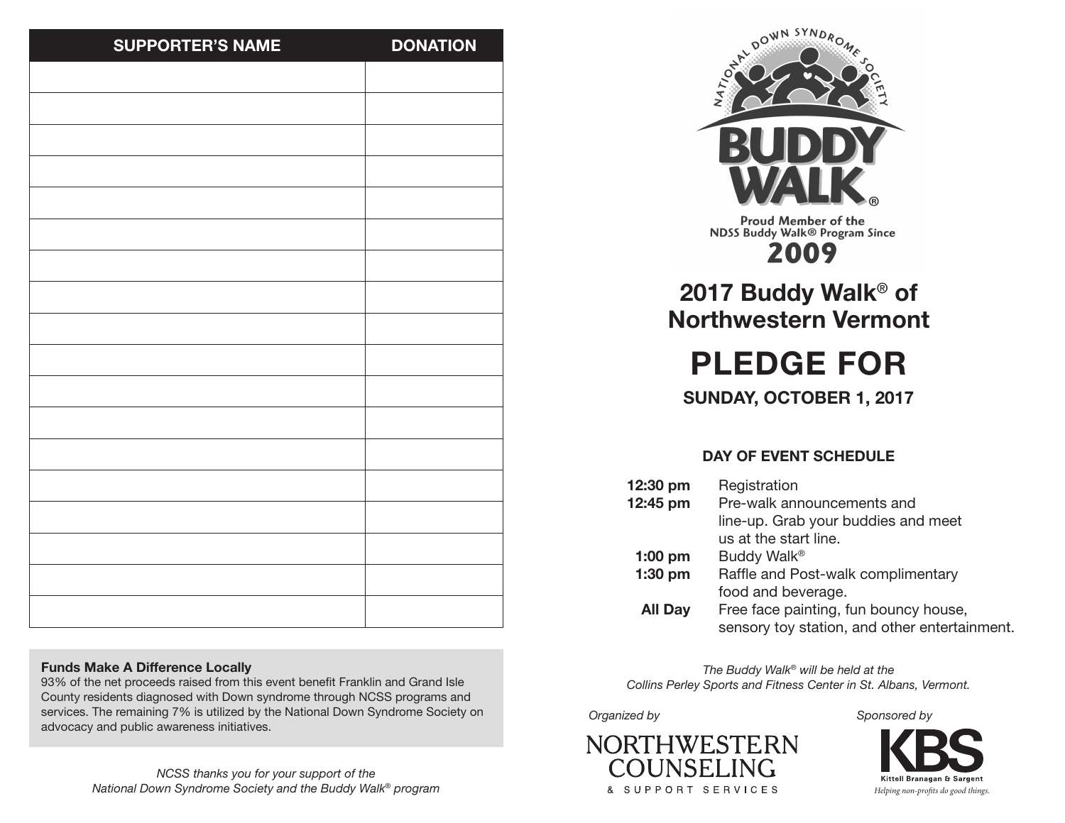| SUPPORTER'S NAME | DONATION |
|---|---|
| | |
| | |
| | |
| | |
| | |
| | |
| | |
| | |
| | |
| | |
| | |
| | |
| | |
| | |
| | |
| | |
| | |
| | |

**Funds Make A Difference Locally**
93% of the net proceeds raised from this event benefit Franklin and Grand Isle County residents diagnosed with Down syndrome through NCSS programs and services. The remaining 7% is utilized by the National Down Syndrome Society on advocacy and public awareness initiatives.

*NCSS thanks you for your support of the National Down Syndrome Society and the Buddy Walk® program*

NATIONAL DOWN SYNDROME SOCIETY

BUDDY WALK®

Proud Member of the NDSS Buddy Walk® Program Since **2009**

## 2017 Buddy Walk® of Northwestern Vermont

# PLEDGE FOR

**SUNDAY, OCTOBER 1, 2017**

### DAY OF EVENT SCHEDULE

| | |
|---|---|
| **12:30 pm** | Registration |
| **12:45 pm** | Pre-walk announcements and line-up. Grab your buddies and meet us at the start line. |
| **1:00 pm** | Buddy Walk® |
| **1:30 pm** | Raffle and Post-walk complimentary food and beverage. |
| **All Day** | Free face painting, fun bouncy house, sensory toy station, and other entertainment. |

*The Buddy Walk® will be held at the Collins Perley Sports and Fitness Center in St. Albans, Vermont.*

*Organized by*

NORTHWESTERN COUNSELING & SUPPORT SERVICES

*Sponsored by*

KBS
Kittell Branagan & Sargent
*Helping non-profits do good things.*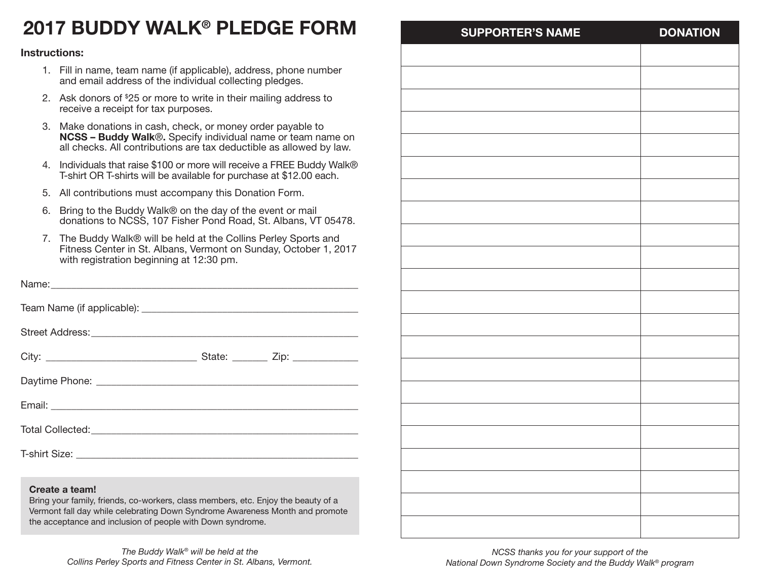# 2017 BUDDY WALK® PLEDGE FORM

**Instructions:**

1. Fill in name, team name (if applicable), address, phone number and email address of the individual collecting pledges.
2. Ask donors of $25 or more to write in their mailing address to receive a receipt for tax purposes.
3. Make donations in cash, check, or money order payable to **NCSS – Buddy Walk®.** Specify individual name or team name on all checks. All contributions are tax deductible as allowed by law.
4. Individuals that raise $100 or more will receive a FREE Buddy Walk® T-shirt OR T-shirts will be available for purchase at $12.00 each.
5. All contributions must accompany this Donation Form.
6. Bring to the Buddy Walk® on the day of the event or mail donations to NCSS, 107 Fisher Pond Road, St. Albans, VT 05478.
7. The Buddy Walk® will be held at the Collins Perley Sports and Fitness Center in St. Albans, Vermont on Sunday, October 1, 2017 with registration beginning at 12:30 pm.

Name:\_\_\_\_\_\_\_\_\_\_\_\_\_\_\_\_\_\_\_\_\_\_\_\_\_\_\_\_\_\_\_\_\_\_\_\_\_\_\_\_

Team Name (if applicable): \_\_\_\_\_\_\_\_\_\_\_\_\_\_\_\_\_\_\_\_\_\_\_\_\_\_\_\_

Street Address:\_\_\_\_\_\_\_\_\_\_\_\_\_\_\_\_\_\_\_\_\_\_\_\_\_\_\_\_\_\_\_\_\_\_\_

City: \_\_\_\_\_\_\_\_\_\_\_\_\_\_\_\_\_\_\_\_ State: \_\_\_\_\_ Zip: \_\_\_\_\_\_\_\_

Daytime Phone: \_\_\_\_\_\_\_\_\_\_\_\_\_\_\_\_\_\_\_\_\_\_\_\_\_\_\_\_\_\_\_\_\_\_\_

Email: \_\_\_\_\_\_\_\_\_\_\_\_\_\_\_\_\_\_\_\_\_\_\_\_\_\_\_\_\_\_\_\_\_\_\_\_\_\_\_\_

Total Collected:\_\_\_\_\_\_\_\_\_\_\_\_\_\_\_\_\_\_\_\_\_\_\_\_\_\_\_\_\_\_\_\_\_\_\_

T-shirt Size: \_\_\_\_\_\_\_\_\_\_\_\_\_\_\_\_\_\_\_\_\_\_\_\_\_\_\_\_\_\_\_\_\_\_\_\_\_

**Create a team!**
Bring your family, friends, co-workers, class members, etc. Enjoy the beauty of a Vermont fall day while celebrating Down Syndrome Awareness Month and promote the acceptance and inclusion of people with Down syndrome.

*The Buddy Walk® will be held at the Collins Perley Sports and Fitness Center in St. Albans, Vermont.*

| SUPPORTER'S NAME | DONATION |
|---|---|
| | |
| | |
| | |
| | |
| | |
| | |
| | |
| | |
| | |
| | |
| | |
| | |
| | |
| | |
| | |
| | |
| | |
| | |
| | |
| | |
| | |
| | |

*NCSS thanks you for your support of the National Down Syndrome Society and the Buddy Walk® program*